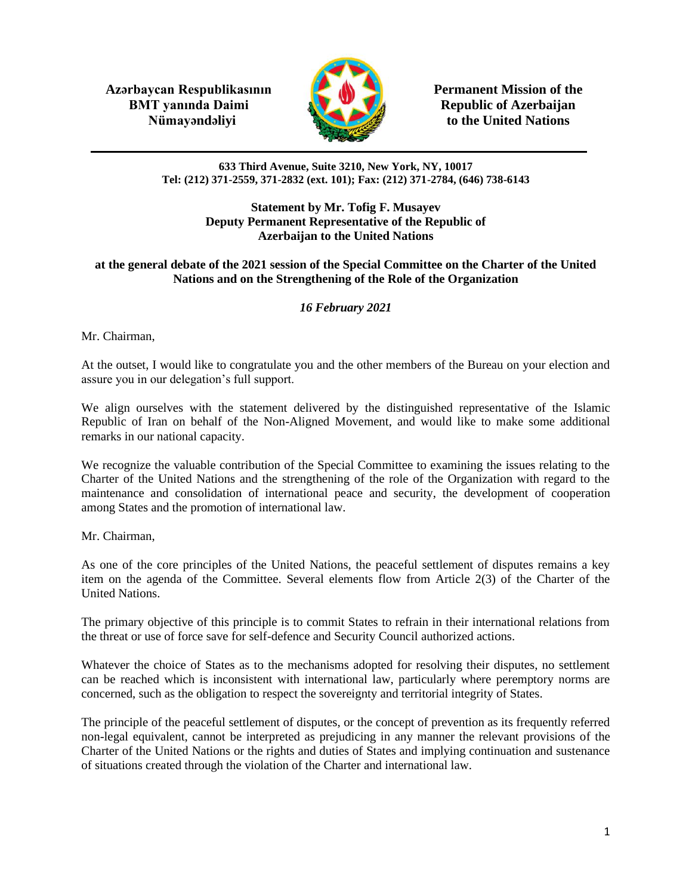**Azərbaycan Respublikasının BMT yanında Daimi Nümayəndəliyi**

**Permanent Mission of the Republic of Azerbaijan to the United Nations**

**633 Third Avenue, Suite 3210, New York, NY, 10017**
**Tel: (212) 371-2559, 371-2832 (ext. 101); Fax: (212) 371-2784, (646) 738-6143**

**Statement by Mr. Tofig F. Musayev**
**Deputy Permanent Representative of the Republic of Azerbaijan to the United Nations**

**at the general debate of the 2021 session of the Special Committee on the Charter of the United Nations and on the Strengthening of the Role of the Organization**

***16 February 2021***

Mr. Chairman,

At the outset, I would like to congratulate you and the other members of the Bureau on your election and assure you in our delegation's full support.

We align ourselves with the statement delivered by the distinguished representative of the Islamic Republic of Iran on behalf of the Non-Aligned Movement, and would like to make some additional remarks in our national capacity.

We recognize the valuable contribution of the Special Committee to examining the issues relating to the Charter of the United Nations and the strengthening of the role of the Organization with regard to the maintenance and consolidation of international peace and security, the development of cooperation among States and the promotion of international law.

Mr. Chairman,

As one of the core principles of the United Nations, the peaceful settlement of disputes remains a key item on the agenda of the Committee. Several elements flow from Article 2(3) of the Charter of the United Nations.

The primary objective of this principle is to commit States to refrain in their international relations from the threat or use of force save for self-defence and Security Council authorized actions.

Whatever the choice of States as to the mechanisms adopted for resolving their disputes, no settlement can be reached which is inconsistent with international law, particularly where peremptory norms are concerned, such as the obligation to respect the sovereignty and territorial integrity of States.

The principle of the peaceful settlement of disputes, or the concept of prevention as its frequently referred non-legal equivalent, cannot be interpreted as prejudicing in any manner the relevant provisions of the Charter of the United Nations or the rights and duties of States and implying continuation and sustenance of situations created through the violation of the Charter and international law.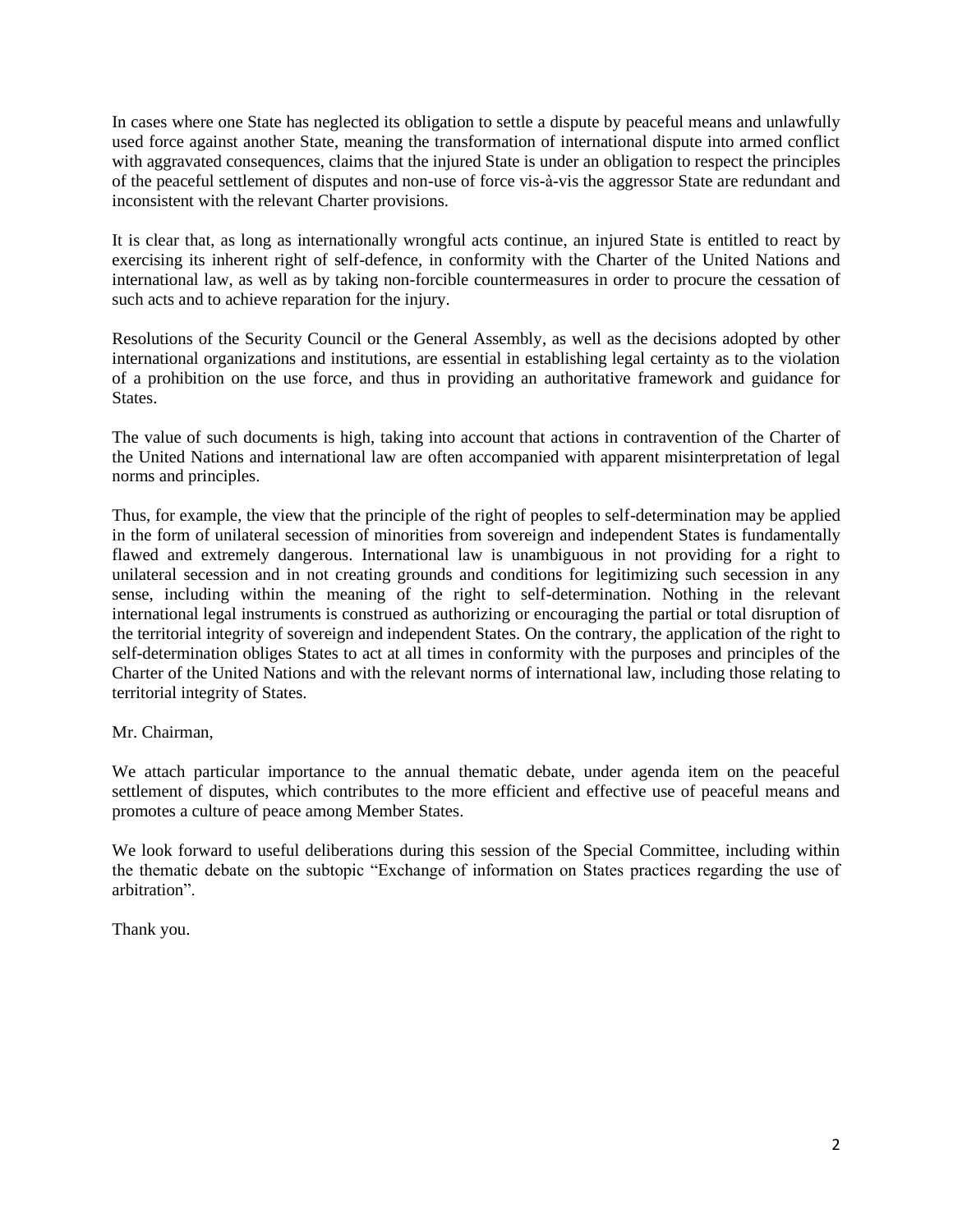In cases where one State has neglected its obligation to settle a dispute by peaceful means and unlawfully used force against another State, meaning the transformation of international dispute into armed conflict with aggravated consequences, claims that the injured State is under an obligation to respect the principles of the peaceful settlement of disputes and non-use of force vis-à-vis the aggressor State are redundant and inconsistent with the relevant Charter provisions.

It is clear that, as long as internationally wrongful acts continue, an injured State is entitled to react by exercising its inherent right of self-defence, in conformity with the Charter of the United Nations and international law, as well as by taking non-forcible countermeasures in order to procure the cessation of such acts and to achieve reparation for the injury.

Resolutions of the Security Council or the General Assembly, as well as the decisions adopted by other international organizations and institutions, are essential in establishing legal certainty as to the violation of a prohibition on the use force, and thus in providing an authoritative framework and guidance for States.

The value of such documents is high, taking into account that actions in contravention of the Charter of the United Nations and international law are often accompanied with apparent misinterpretation of legal norms and principles.

Thus, for example, the view that the principle of the right of peoples to self-determination may be applied in the form of unilateral secession of minorities from sovereign and independent States is fundamentally flawed and extremely dangerous. International law is unambiguous in not providing for a right to unilateral secession and in not creating grounds and conditions for legitimizing such secession in any sense, including within the meaning of the right to self-determination. Nothing in the relevant international legal instruments is construed as authorizing or encouraging the partial or total disruption of the territorial integrity of sovereign and independent States. On the contrary, the application of the right to self-determination obliges States to act at all times in conformity with the purposes and principles of the Charter of the United Nations and with the relevant norms of international law, including those relating to territorial integrity of States.

Mr. Chairman,

We attach particular importance to the annual thematic debate, under agenda item on the peaceful settlement of disputes, which contributes to the more efficient and effective use of peaceful means and promotes a culture of peace among Member States.

We look forward to useful deliberations during this session of the Special Committee, including within the thematic debate on the subtopic "Exchange of information on States practices regarding the use of arbitration".

Thank you.